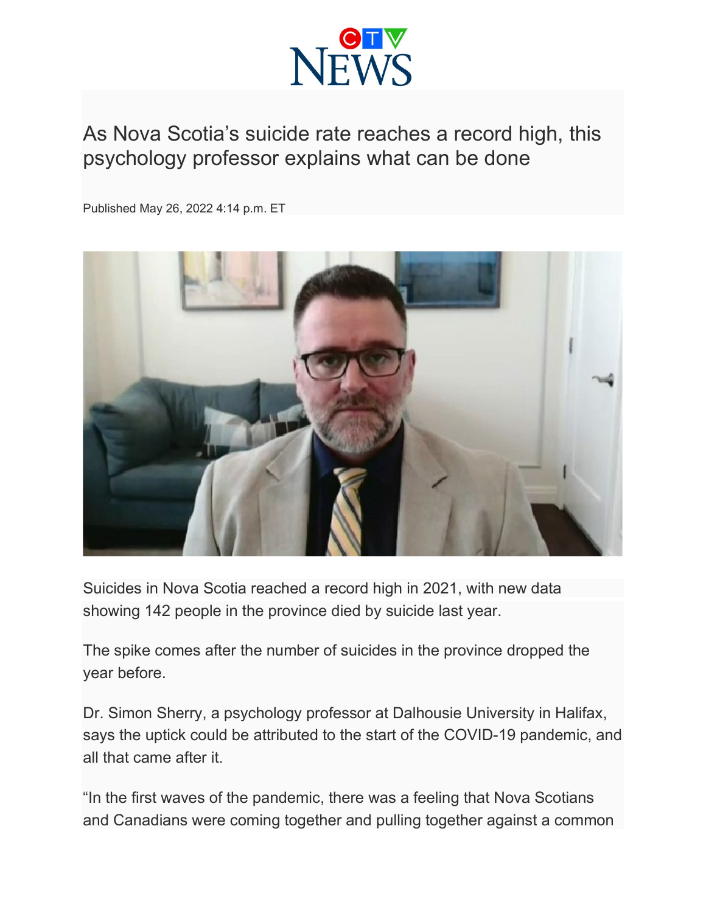# As Nova Scotia's suicide rate reaches a record high, this psychology professor explains what can be done

Published May 26, 2022 4:14 p.m. ET

Suicides in Nova Scotia reached a record high in 2021, with new data showing 142 people in the province died by suicide last year.

The spike comes after the number of suicides in the province dropped the year before.

Dr. Simon Sherry, a psychology professor at Dalhousie University in Halifax, says the uptick could be attributed to the start of the COVID-19 pandemic, and all that came after it.

"In the first waves of the pandemic, there was a feeling that Nova Scotians and Canadians were coming together and pulling together against a common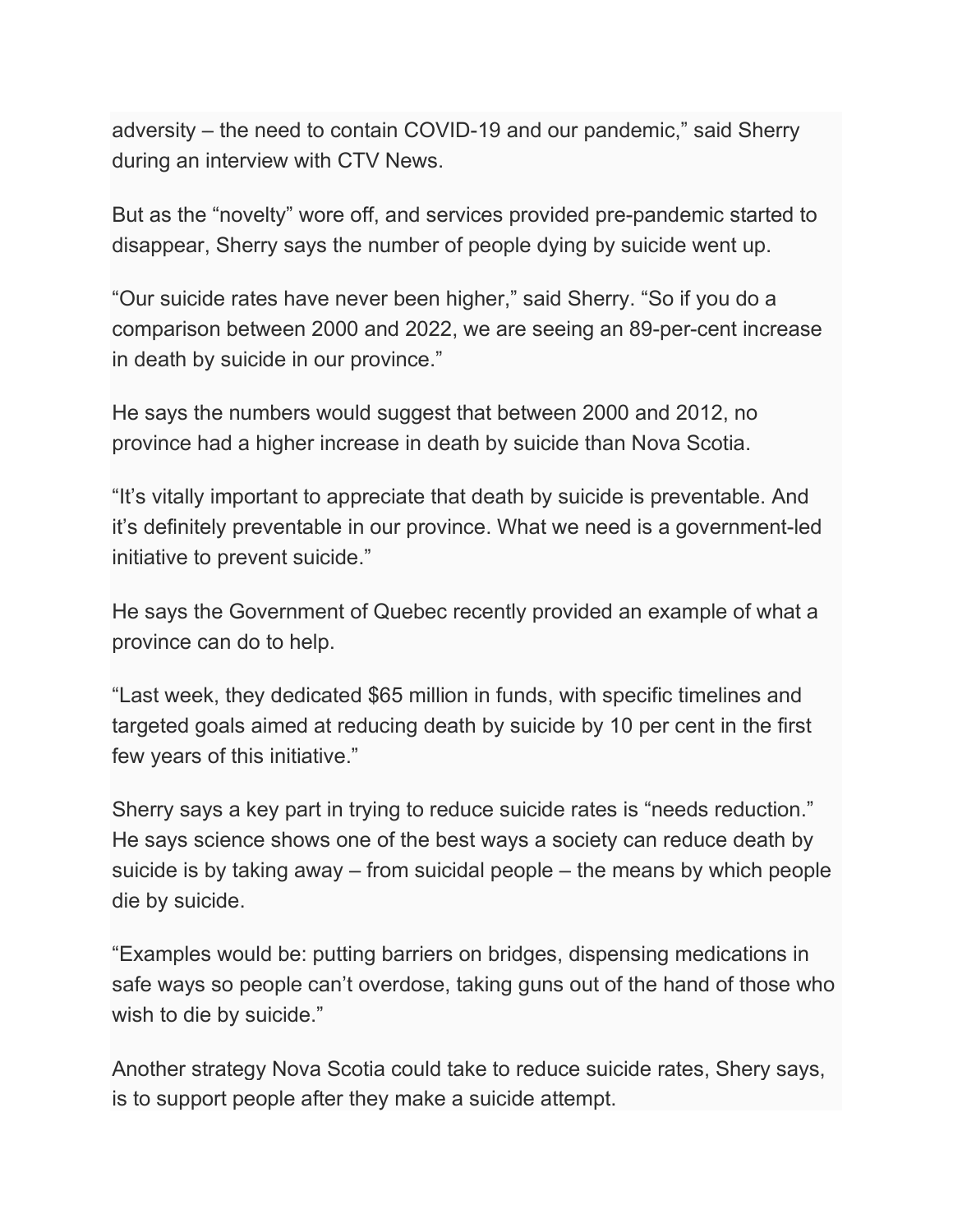adversity – the need to contain COVID-19 and our pandemic," said Sherry during an interview with CTV News.

But as the "novelty" wore off, and services provided pre-pandemic started to disappear, Sherry says the number of people dying by suicide went up.

"Our suicide rates have never been higher," said Sherry. "So if you do a comparison between 2000 and 2022, we are seeing an 89-per-cent increase in death by suicide in our province."

He says the numbers would suggest that between 2000 and 2012, no province had a higher increase in death by suicide than Nova Scotia.

"It's vitally important to appreciate that death by suicide is preventable. And it's definitely preventable in our province. What we need is a government-led initiative to prevent suicide."

He says the Government of Quebec recently provided an example of what a province can do to help.

"Last week, they dedicated $65 million in funds, with specific timelines and targeted goals aimed at reducing death by suicide by 10 per cent in the first few years of this initiative."

Sherry says a key part in trying to reduce suicide rates is "needs reduction." He says science shows one of the best ways a society can reduce death by suicide is by taking away – from suicidal people – the means by which people die by suicide.

"Examples would be: putting barriers on bridges, dispensing medications in safe ways so people can't overdose, taking guns out of the hand of those who wish to die by suicide."

Another strategy Nova Scotia could take to reduce suicide rates, Shery says, is to support people after they make a suicide attempt.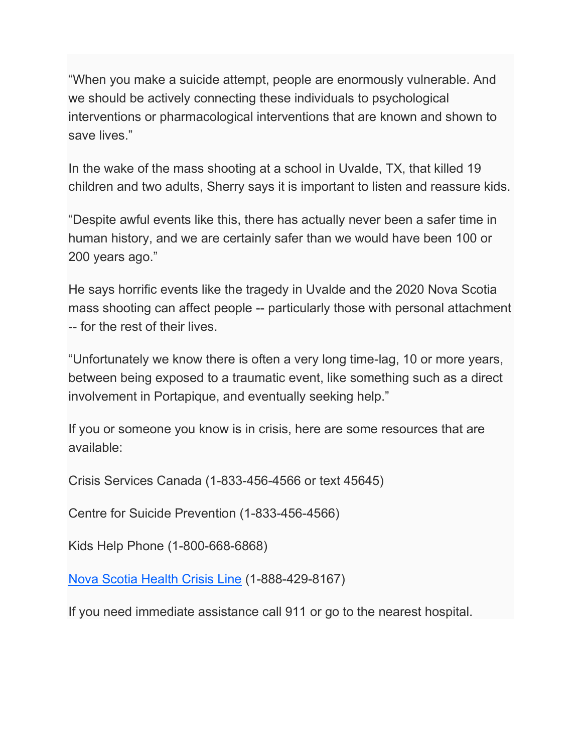"When you make a suicide attempt, people are enormously vulnerable. And we should be actively connecting these individuals to psychological interventions or pharmacological interventions that are known and shown to save lives."

In the wake of the mass shooting at a school in Uvalde, TX, that killed 19 children and two adults, Sherry says it is important to listen and reassure kids.

"Despite awful events like this, there has actually never been a safer time in human history, and we are certainly safer than we would have been 100 or 200 years ago."

He says horrific events like the tragedy in Uvalde and the 2020 Nova Scotia mass shooting can affect people -- particularly those with personal attachment -- for the rest of their lives.

"Unfortunately we know there is often a very long time-lag, 10 or more years, between being exposed to a traumatic event, like something such as a direct involvement in Portapique, and eventually seeking help."

If you or someone you know is in crisis, here are some resources that are available:

Crisis Services Canada (1-833-456-4566 or text 45645)

Centre for Suicide Prevention (1-833-456-4566)

Kids Help Phone (1-800-668-6868)

Nova Scotia Health Crisis Line (1-888-429-8167)

If you need immediate assistance call 911 or go to the nearest hospital.